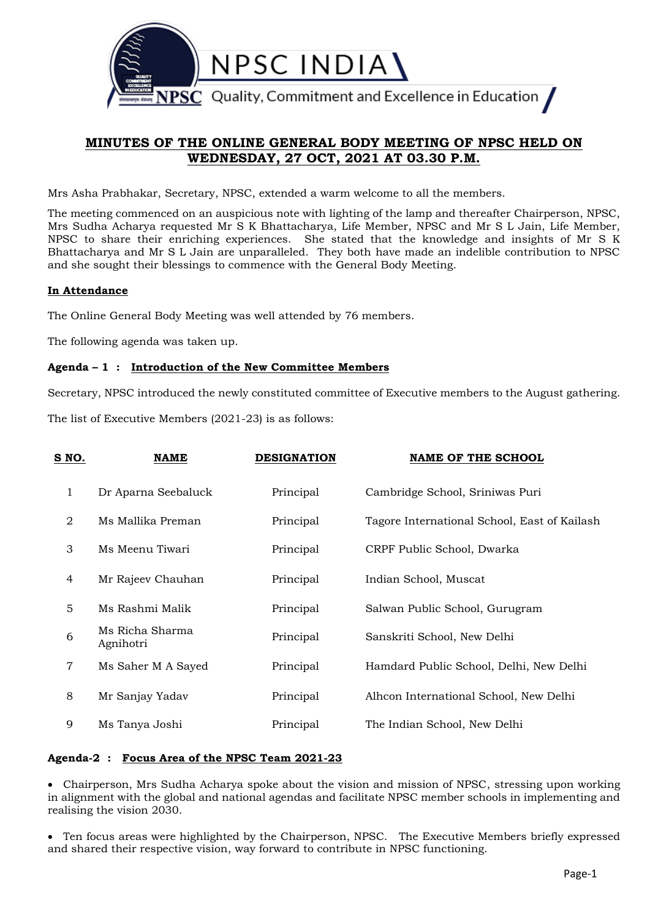NPSC INDIA

NPSC Quality, Commitment and Excellence in Education

# MINUTES OF THE ONLINE GENERAL BODY MEETING OF NPSC HELD ON WEDNESDAY, 27 OCT, 2021 AT 03.30 P.M.

Mrs Asha Prabhakar, Secretary, NPSC, extended a warm welcome to all the members.

The meeting commenced on an auspicious note with lighting of the lamp and thereafter Chairperson, NPSC, Mrs Sudha Acharya requested Mr S K Bhattacharya, Life Member, NPSC and Mr S L Jain, Life Member, NPSC to share their enriching experiences. She stated that the knowledge and insights of Mr S K Bhattacharya and Mr S L Jain are unparalleled. They both have made an indelible contribution to NPSC and she sought their blessings to commence with the General Body Meeting.

**In Attendance**

The Online General Body Meeting was well attended by 76 members.

The following agenda was taken up.

**Agenda – 1 : Introduction of the New Committee Members**

Secretary, NPSC introduced the newly constituted committee of Executive members to the August gathering.

The list of Executive Members (2021-23) is as follows:

| S NO. | NAME | DESIGNATION | NAME OF THE SCHOOL |
|---|---|---|---|
| 1 | Dr Aparna Seebaluck | Principal | Cambridge School, Sriniwas Puri |
| 2 | Ms Mallika Preman | Principal | Tagore International School, East of Kailash |
| 3 | Ms Meenu Tiwari | Principal | CRPF Public School, Dwarka |
| 4 | Mr Rajeev Chauhan | Principal | Indian School, Muscat |
| 5 | Ms Rashmi Malik | Principal | Salwan Public School, Gurugram |
| 6 | Ms Richa Sharma Agnihotri | Principal | Sanskriti School, New Delhi |
| 7 | Ms Saher M A Sayed | Principal | Hamdard Public School, Delhi, New Delhi |
| 8 | Mr Sanjay Yadav | Principal | Alhcon International School, New Delhi |
| 9 | Ms Tanya Joshi | Principal | The Indian School, New Delhi |

**Agenda-2 : Focus Area of the NPSC Team 2021-23**

- Chairperson, Mrs Sudha Acharya spoke about the vision and mission of NPSC, stressing upon working in alignment with the global and national agendas and facilitate NPSC member schools in implementing and realising the vision 2030.

- Ten focus areas were highlighted by the Chairperson, NPSC. The Executive Members briefly expressed and shared their respective vision, way forward to contribute in NPSC functioning.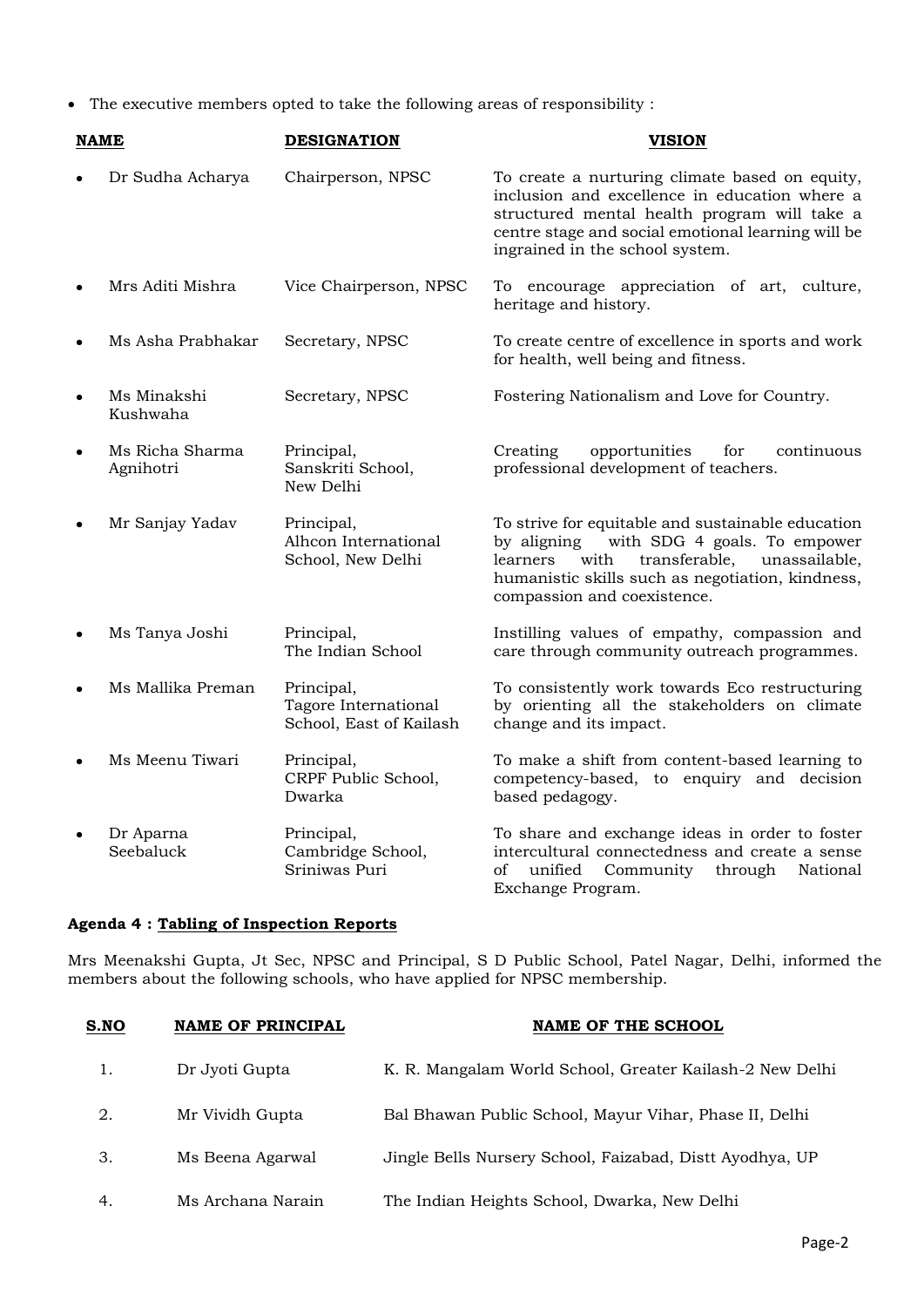- The executive members opted to take the following areas of responsibility :

| NAME | DESIGNATION | VISION |
|---|---|---|
| Dr Sudha Acharya | Chairperson, NPSC | To create a nurturing climate based on equity, inclusion and excellence in education where a structured mental health program will take a centre stage and social emotional learning will be ingrained in the school system. |
| Mrs Aditi Mishra | Vice Chairperson, NPSC | To encourage appreciation of art, culture, heritage and history. |
| Ms Asha Prabhakar | Secretary, NPSC | To create centre of excellence in sports and work for health, well being and fitness. |
| Ms Minakshi Kushwaha | Secretary, NPSC | Fostering Nationalism and Love for Country. |
| Ms Richa Sharma Agnihotri | Principal, Sanskriti School, New Delhi | Creating opportunities for continuous professional development of teachers. |
| Mr Sanjay Yadav | Principal, Alhcon International School, New Delhi | To strive for equitable and sustainable education by aligning with SDG 4 goals. To empower learners with transferable, unassailable, humanistic skills such as negotiation, kindness, compassion and coexistence. |
| Ms Tanya Joshi | Principal, The Indian School | Instilling values of empathy, compassion and care through community outreach programmes. |
| Ms Mallika Preman | Principal, Tagore International School, East of Kailash | To consistently work towards Eco restructuring by orienting all the stakeholders on climate change and its impact. |
| Ms Meenu Tiwari | Principal, CRPF Public School, Dwarka | To make a shift from content-based learning to competency-based, to enquiry and decision based pedagogy. |
| Dr Aparna Seebaluck | Principal, Cambridge School, Sriniwas Puri | To share and exchange ideas in order to foster intercultural connectedness and create a sense of unified Community through National Exchange Program. |

**Agenda 4 : Tabling of Inspection Reports**

Mrs Meenakshi Gupta, Jt Sec, NPSC and Principal, S D Public School, Patel Nagar, Delhi, informed the members about the following schools, who have applied for NPSC membership.

| S.NO | NAME OF PRINCIPAL | NAME OF THE SCHOOL |
|---|---|---|
| 1. | Dr Jyoti Gupta | K. R. Mangalam World School, Greater Kailash-2 New Delhi |
| 2. | Mr Vividh Gupta | Bal Bhawan Public School, Mayur Vihar, Phase II, Delhi |
| 3. | Ms Beena Agarwal | Jingle Bells Nursery School, Faizabad, Distt Ayodhya, UP |
| 4. | Ms Archana Narain | The Indian Heights School, Dwarka, New Delhi |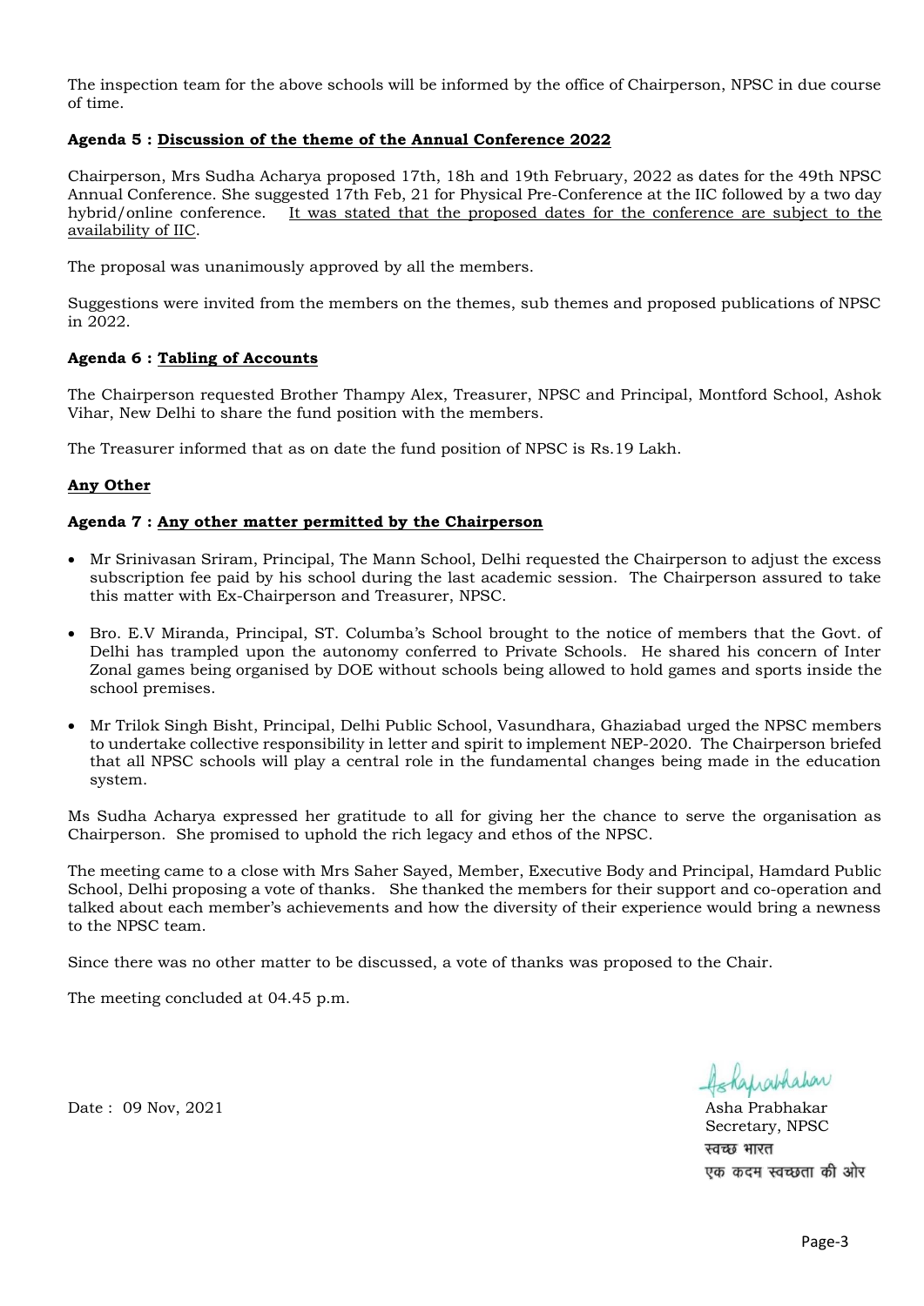The inspection team for the above schools will be informed by the office of Chairperson, NPSC in due course of time.

**Agenda 5 : Discussion of the theme of the Annual Conference 2022**

Chairperson, Mrs Sudha Acharya proposed 17th, 18h and 19th February, 2022 as dates for the 49th NPSC Annual Conference. She suggested 17th Feb, 21 for Physical Pre-Conference at the IIC followed by a two day hybrid/online conference. It was stated that the proposed dates for the conference are subject to the availability of IIC.

The proposal was unanimously approved by all the members.

Suggestions were invited from the members on the themes, sub themes and proposed publications of NPSC in 2022.

**Agenda 6 : Tabling of Accounts**

The Chairperson requested Brother Thampy Alex, Treasurer, NPSC and Principal, Montford School, Ashok Vihar, New Delhi to share the fund position with the members.

The Treasurer informed that as on date the fund position of NPSC is Rs.19 Lakh.

**Any Other**

**Agenda 7 : Any other matter permitted by the Chairperson**

- Mr Srinivasan Sriram, Principal, The Mann School, Delhi requested the Chairperson to adjust the excess subscription fee paid by his school during the last academic session. The Chairperson assured to take this matter with Ex-Chairperson and Treasurer, NPSC.
- Bro. E.V Miranda, Principal, ST. Columba's School brought to the notice of members that the Govt. of Delhi has trampled upon the autonomy conferred to Private Schools. He shared his concern of Inter Zonal games being organised by DOE without schools being allowed to hold games and sports inside the school premises.
- Mr Trilok Singh Bisht, Principal, Delhi Public School, Vasundhara, Ghaziabad urged the NPSC members to undertake collective responsibility in letter and spirit to implement NEP-2020. The Chairperson briefed that all NPSC schools will play a central role in the fundamental changes being made in the education system.

Ms Sudha Acharya expressed her gratitude to all for giving her the chance to serve the organisation as Chairperson. She promised to uphold the rich legacy and ethos of the NPSC.

The meeting came to a close with Mrs Saher Sayed, Member, Executive Body and Principal, Hamdard Public School, Delhi proposing a vote of thanks. She thanked the members for their support and co-operation and talked about each member's achievements and how the diversity of their experience would bring a newness to the NPSC team.

Since there was no other matter to be discussed, a vote of thanks was proposed to the Chair.

The meeting concluded at 04.45 p.m.

Date : 09 Nov, 2021

Asha Prabhakar
Secretary, NPSC

स्वच्छ भारत
एक कदम स्वच्छता की ओर